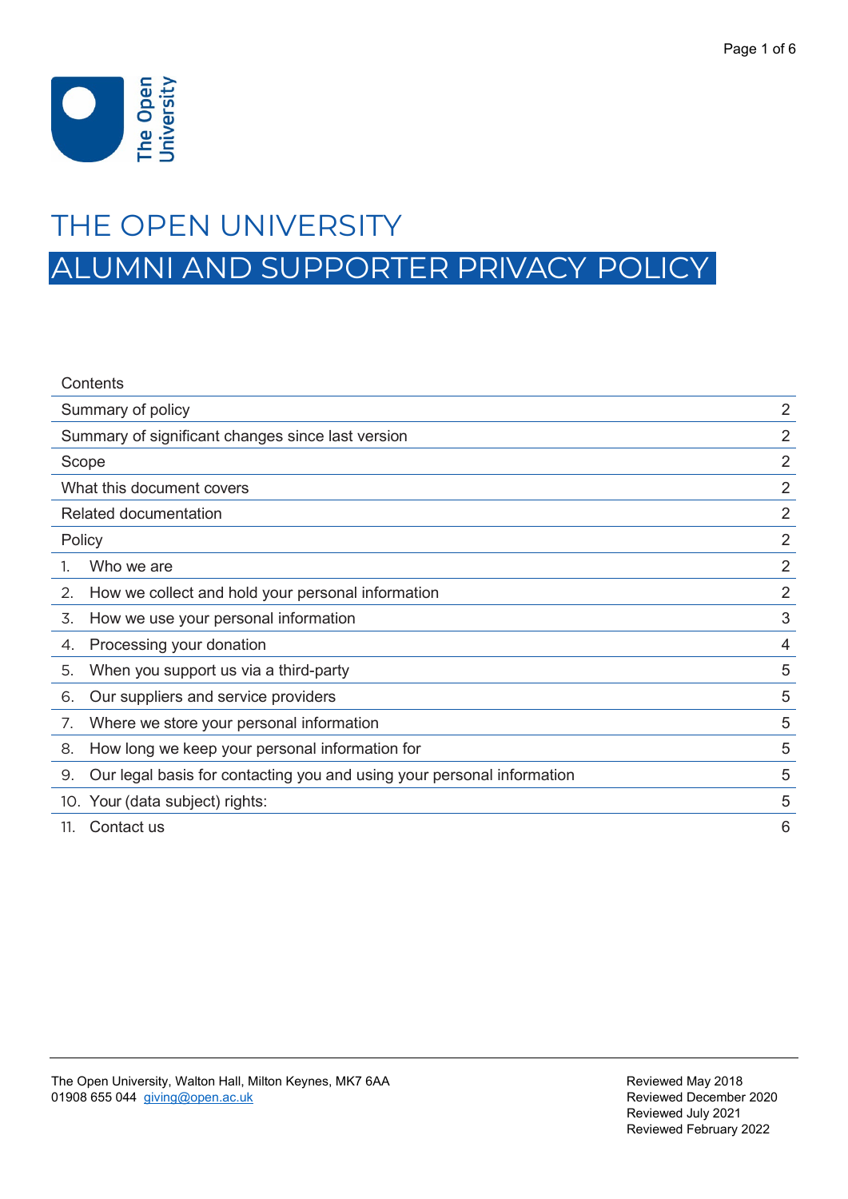# THE OPEN UNIVERSITY

# ALUMNI AND SUPPORTER PRIVACY POLICY

| Contents | |
|---|---|
| Summary of policy | 2 |
| Summary of significant changes since last version | 2 |
| Scope | 2 |
| What this document covers | 2 |
| Related documentation | 2 |
| Policy | 2 |
| 1. Who we are | 2 |
| 2. How we collect and hold your personal information | 2 |
| 3. How we use your personal information | 3 |
| 4. Processing your donation | 4 |
| 5. When you support us via a third-party | 5 |
| 6. Our suppliers and service providers | 5 |
| 7. Where we store your personal information | 5 |
| 8. How long we keep your personal information for | 5 |
| 9. Our legal basis for contacting you and using your personal information | 5 |
| 10. Your (data subject) rights: | 5 |
| 11. Contact us | 6 |

The Open University, Walton Hall, Milton Keynes, MK7 6AA
01908 655 044 giving@open.ac.uk

Reviewed May 2018
Reviewed December 2020
Reviewed July 2021
Reviewed February 2022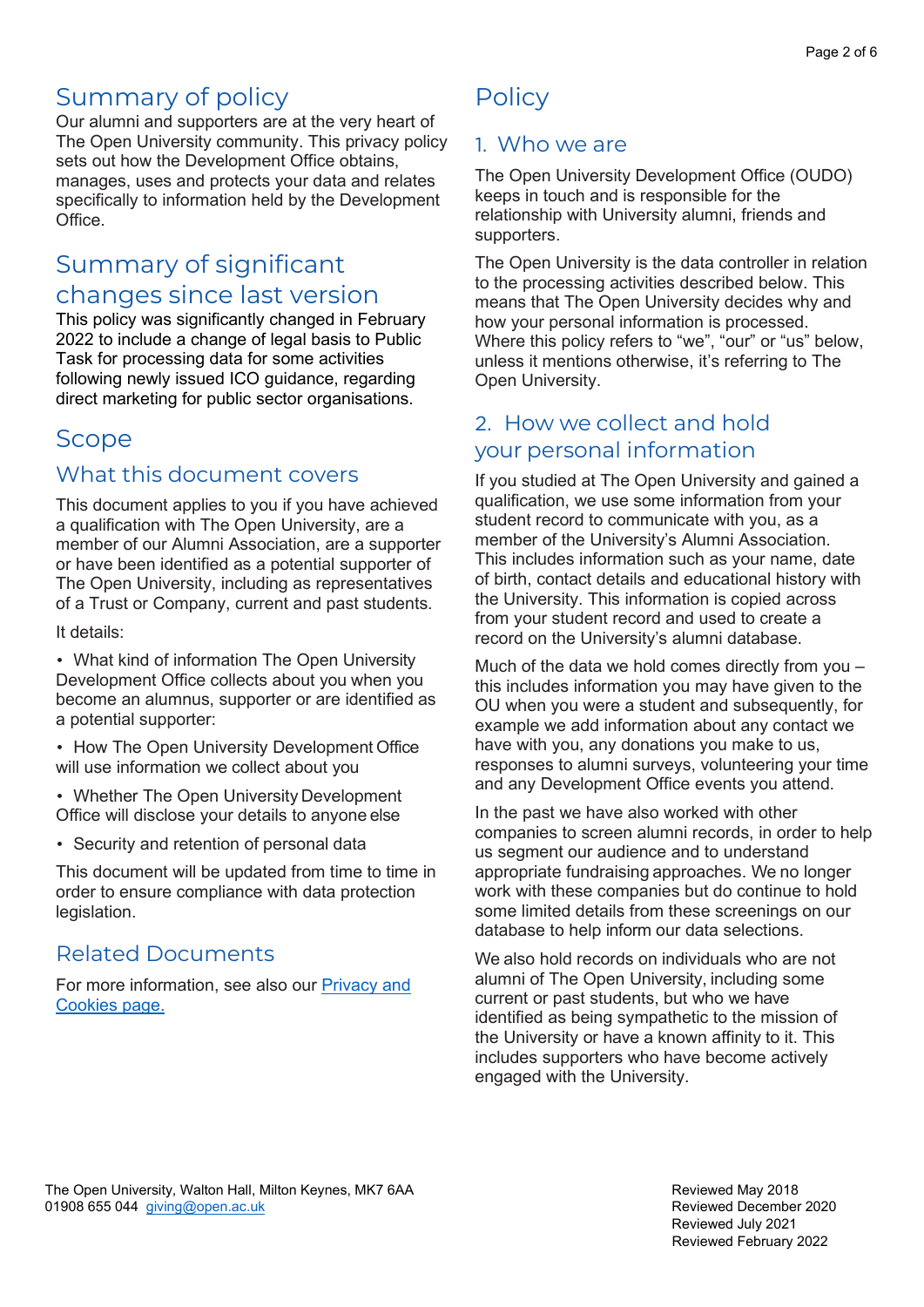## Summary of policy

Our alumni and supporters are at the very heart of The Open University community. This privacy policy sets out how the Development Office obtains, manages, uses and protects your data and relates specifically to information held by the Development Office.

## Summary of significant changes since last version

This policy was significantly changed in February 2022 to include a change of legal basis to Public Task for processing data for some activities following newly issued ICO guidance, regarding direct marketing for public sector organisations.

## Scope

### What this document covers

This document applies to you if you have achieved a qualification with The Open University, are a member of our Alumni Association, are a supporter or have been identified as a potential supporter of The Open University, including as representatives of a Trust or Company, current and past students.

It details:

- What kind of information The Open University Development Office collects about you when you become an alumnus, supporter or are identified as a potential supporter:
- How The Open University Development Office will use information we collect about you
- Whether The Open University Development Office will disclose your details to anyone else
- Security and retention of personal data

This document will be updated from time to time in order to ensure compliance with data protection legislation.

## Related Documents

For more information, see also our [Privacy and Cookies page.]()

## Policy

### 1. Who we are

The Open University Development Office (OUDO) keeps in touch and is responsible for the relationship with University alumni, friends and supporters.

The Open University is the data controller in relation to the processing activities described below. This means that The Open University decides why and how your personal information is processed. Where this policy refers to “we”, “our” or “us” below, unless it mentions otherwise, it’s referring to The Open University.

### 2. How we collect and hold your personal information

If you studied at The Open University and gained a qualification, we use some information from your student record to communicate with you, as a member of the University’s Alumni Association. This includes information such as your name, date of birth, contact details and educational history with the University. This information is copied across from your student record and used to create a record on the University’s alumni database.

Much of the data we hold comes directly from you – this includes information you may have given to the OU when you were a student and subsequently, for example we add information about any contact we have with you, any donations you make to us, responses to alumni surveys, volunteering your time and any Development Office events you attend.

In the past we have also worked with other companies to screen alumni records, in order to help us segment our audience and to understand appropriate fundraising approaches. We no longer work with these companies but do continue to hold some limited details from these screenings on our database to help inform our data selections.

We also hold records on individuals who are not alumni of The Open University, including some current or past students, but who we have identified as being sympathetic to the mission of the University or have a known affinity to it. This includes supporters who have become actively engaged with the University.

The Open University, Walton Hall, Milton Keynes, MK7 6AA
01908 655 044 giving@open.ac.uk

Reviewed May 2018
Reviewed December 2020
Reviewed July 2021
Reviewed February 2022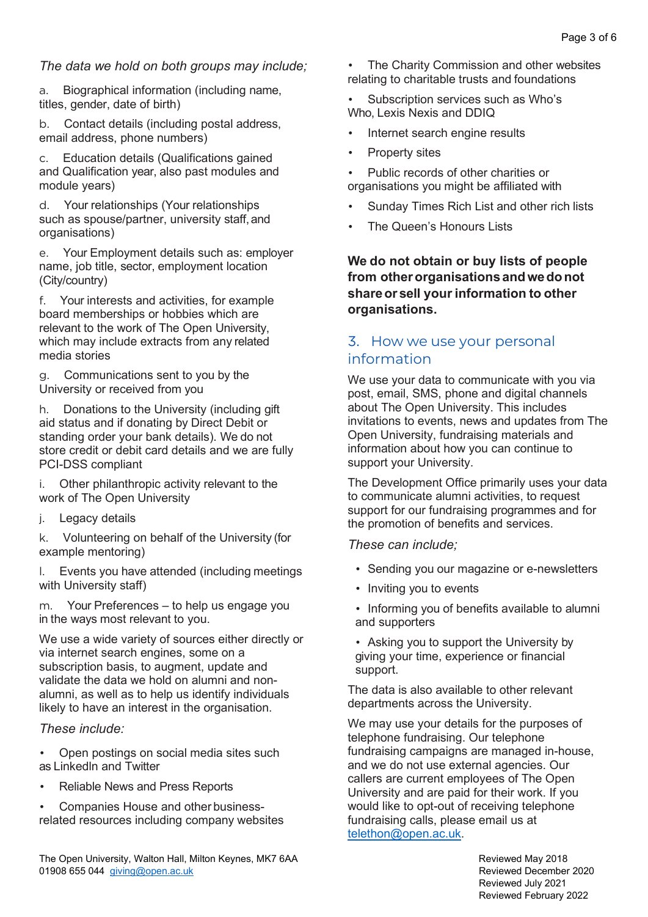*The data we hold on both groups may include;*

a. Biographical information (including name, titles, gender, date of birth)

b. Contact details (including postal address, email address, phone numbers)

c. Education details (Qualifications gained and Qualification year, also past modules and module years)

d. Your relationships (Your relationships such as spouse/partner, university staff, and organisations)

e. Your Employment details such as: employer name, job title, sector, employment location (City/country)

f. Your interests and activities, for example board memberships or hobbies which are relevant to the work of The Open University, which may include extracts from any related media stories

g. Communications sent to you by the University or received from you

h. Donations to the University (including gift aid status and if donating by Direct Debit or standing order your bank details). We do not store credit or debit card details and we are fully PCI-DSS compliant

i. Other philanthropic activity relevant to the work of The Open University

j. Legacy details

k. Volunteering on behalf of the University (for example mentoring)

l. Events you have attended (including meetings with University staff)

m. Your Preferences – to help us engage you in the ways most relevant to you.

We use a wide variety of sources either directly or via internet search engines, some on a subscription basis, to augment, update and validate the data we hold on alumni and non-alumni, as well as to help us identify individuals likely to have an interest in the organisation.

*These include:*

- Open postings on social media sites such as LinkedIn and Twitter
- Reliable News and Press Reports
- Companies House and other business-related resources including company websites
- The Charity Commission and other websites relating to charitable trusts and foundations
- Subscription services such as Who's Who, Lexis Nexis and DDIQ
- Internet search engine results
- Property sites
- Public records of other charities or organisations you might be affiliated with
- Sunday Times Rich List and other rich lists
- The Queen's Honours Lists

**We do not obtain or buy lists of people from other organisations and we do not share or sell your information to other organisations.**

## 3. How we use your personal information

We use your data to communicate with you via post, email, SMS, phone and digital channels about The Open University. This includes invitations to events, news and updates from The Open University, fundraising materials and information about how you can continue to support your University.

The Development Office primarily uses your data to communicate alumni activities, to request support for our fundraising programmes and for the promotion of benefits and services.

*These can include;*

- Sending you our magazine or e-newsletters
- Inviting you to events
- Informing you of benefits available to alumni and supporters
- Asking you to support the University by giving your time, experience or financial support.

The data is also available to other relevant departments across the University.

We may use your details for the purposes of telephone fundraising. Our telephone fundraising campaigns are managed in-house, and we do not use external agencies. Our callers are current employees of The Open University and are paid for their work. If you would like to opt-out of receiving telephone fundraising calls, please email us at telethon@open.ac.uk.

The Open University, Walton Hall, Milton Keynes, MK7 6AA
01908 655 044 giving@open.ac.uk

Reviewed May 2018
Reviewed December 2020
Reviewed July 2021
Reviewed February 2022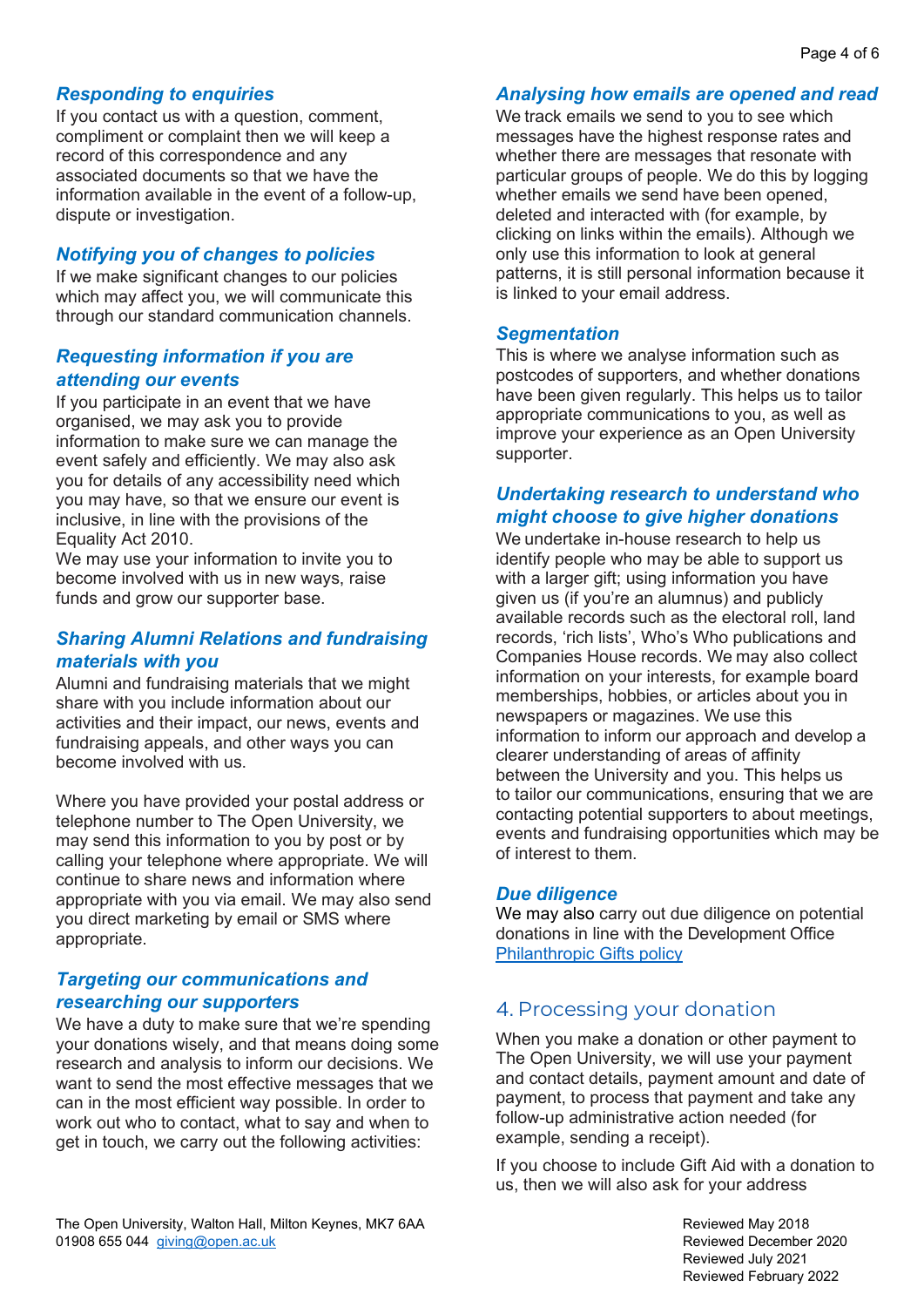### *Responding to enquiries*

If you contact us with a question, comment, compliment or complaint then we will keep a record of this correspondence and any associated documents so that we have the information available in the event of a follow-up, dispute or investigation.

### *Notifying you of changes to policies*

If we make significant changes to our policies which may affect you, we will communicate this through our standard communication channels.

### *Requesting information if you are attending our events*

If you participate in an event that we have organised, we may ask you to provide information to make sure we can manage the event safely and efficiently. We may also ask you for details of any accessibility need which you may have, so that we ensure our event is inclusive, in line with the provisions of the Equality Act 2010.
We may use your information to invite you to become involved with us in new ways, raise funds and grow our supporter base.

### *Sharing Alumni Relations and fundraising materials with you*

Alumni and fundraising materials that we might share with you include information about our activities and their impact, our news, events and fundraising appeals, and other ways you can become involved with us.

Where you have provided your postal address or telephone number to The Open University, we may send this information to you by post or by calling your telephone where appropriate. We will continue to share news and information where appropriate with you via email. We may also send you direct marketing by email or SMS where appropriate.

### *Targeting our communications and researching our supporters*

We have a duty to make sure that we're spending your donations wisely, and that means doing some research and analysis to inform our decisions. We want to send the most effective messages that we can in the most efficient way possible. In order to work out who to contact, what to say and when to get in touch, we carry out the following activities:

### *Analysing how emails are opened and read*

We track emails we send to you to see which messages have the highest response rates and whether there are messages that resonate with particular groups of people. We do this by logging whether emails we send have been opened, deleted and interacted with (for example, by clicking on links within the emails). Although we only use this information to look at general patterns, it is still personal information because it is linked to your email address.

### *Segmentation*

This is where we analyse information such as postcodes of supporters, and whether donations have been given regularly. This helps us to tailor appropriate communications to you, as well as improve your experience as an Open University supporter.

### *Undertaking research to understand who might choose to give higher donations*

We undertake in-house research to help us identify people who may be able to support us with a larger gift; using information you have given us (if you're an alumnus) and publicly available records such as the electoral roll, land records, 'rich lists', Who's Who publications and Companies House records. We may also collect information on your interests, for example board memberships, hobbies, or articles about you in newspapers or magazines. We use this information to inform our approach and develop a clearer understanding of areas of affinity between the University and you. This helps us to tailor our communications, ensuring that we are contacting potential supporters to about meetings, events and fundraising opportunities which may be of interest to them.

### *Due diligence*

We may also carry out due diligence on potential donations in line with the Development Office [Philanthropic Gifts policy]

## 4. Processing your donation

When you make a donation or other payment to The Open University, we will use your payment and contact details, payment amount and date of payment, to process that payment and take any follow-up administrative action needed (for example, sending a receipt).

If you choose to include Gift Aid with a donation to us, then we will also ask for your address

The Open University, Walton Hall, Milton Keynes, MK7 6AA
01908 655 044 giving@open.ac.uk

Reviewed May 2018
Reviewed December 2020
Reviewed July 2021
Reviewed February 2022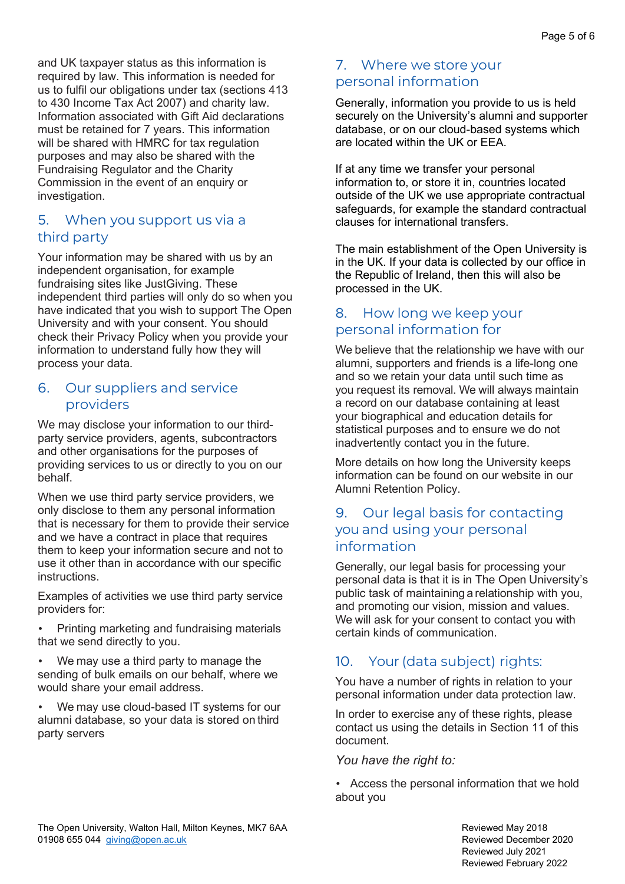and UK taxpayer status as this information is required by law. This information is needed for us to fulfil our obligations under tax (sections 413 to 430 Income Tax Act 2007) and charity law. Information associated with Gift Aid declarations must be retained for 7 years. This information will be shared with HMRC for tax regulation purposes and may also be shared with the Fundraising Regulator and the Charity Commission in the event of an enquiry or investigation.

## 5. When you support us via a third party

Your information may be shared with us by an independent organisation, for example fundraising sites like JustGiving. These independent third parties will only do so when you have indicated that you wish to support The Open University and with your consent. You should check their Privacy Policy when you provide your information to understand fully how they will process your data.

## 6. Our suppliers and service providers

We may disclose your information to our third-party service providers, agents, subcontractors and other organisations for the purposes of providing services to us or directly to you on our behalf.

When we use third party service providers, we only disclose to them any personal information that is necessary for them to provide their service and we have a contract in place that requires them to keep your information secure and not to use it other than in accordance with our specific instructions.

Examples of activities we use third party service providers for:

- Printing marketing and fundraising materials that we send directly to you.
- We may use a third party to manage the sending of bulk emails on our behalf, where we would share your email address.
- We may use cloud-based IT systems for our alumni database, so your data is stored on third party servers

## 7. Where we store your personal information

Generally, information you provide to us is held securely on the University's alumni and supporter database, or on our cloud-based systems which are located within the UK or EEA.

If at any time we transfer your personal information to, or store it in, countries located outside of the UK we use appropriate contractual safeguards, for example the standard contractual clauses for international transfers.

The main establishment of the Open University is in the UK. If your data is collected by our office in the Republic of Ireland, then this will also be processed in the UK.

## 8. How long we keep your personal information for

We believe that the relationship we have with our alumni, supporters and friends is a life-long one and so we retain your data until such time as you request its removal. We will always maintain a record on our database containing at least your biographical and education details for statistical purposes and to ensure we do not inadvertently contact you in the future.

More details on how long the University keeps information can be found on our website in our Alumni Retention Policy.

## 9. Our legal basis for contacting you and using your personal information

Generally, our legal basis for processing your personal data is that it is in The Open University's public task of maintaining a relationship with you, and promoting our vision, mission and values. We will ask for your consent to contact you with certain kinds of communication.

## 10. Your (data subject) rights:

You have a number of rights in relation to your personal information under data protection law.

In order to exercise any of these rights, please contact us using the details in Section 11 of this document.

*You have the right to:*

- Access the personal information that we hold about you

The Open University, Walton Hall, Milton Keynes, MK7 6AA
01908 655 044 giving@open.ac.uk

Reviewed May 2018
Reviewed December 2020
Reviewed July 2021
Reviewed February 2022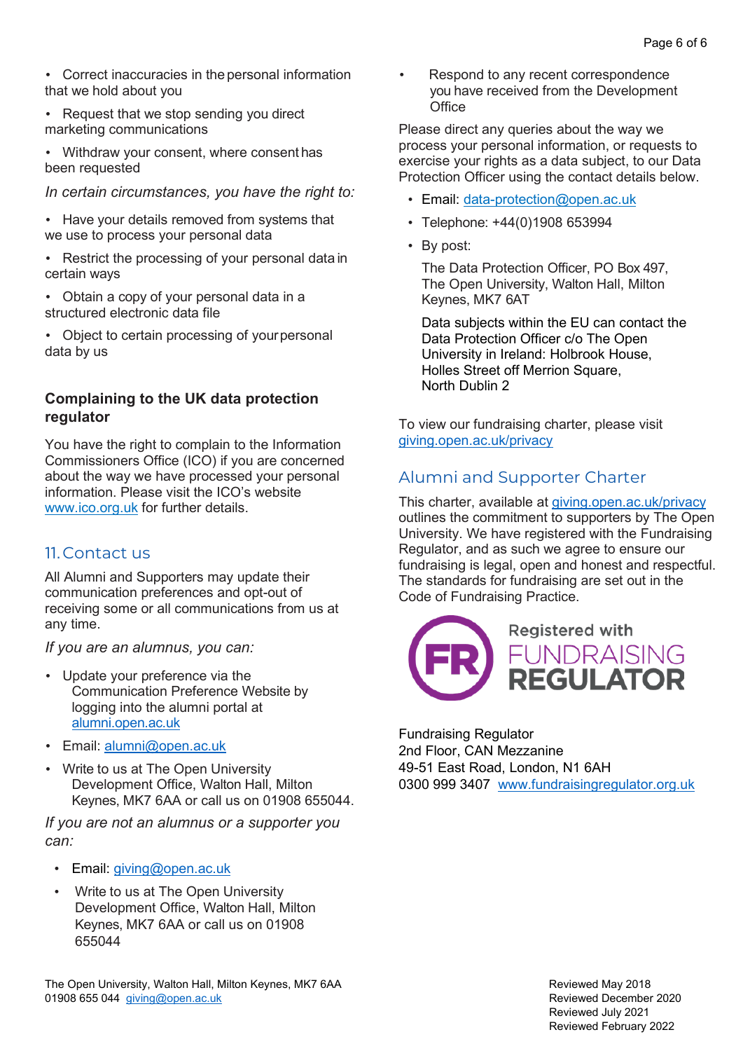- Correct inaccuracies in the personal information that we hold about you
- Request that we stop sending you direct marketing communications
- Withdraw your consent, where consent has been requested

*In certain circumstances, you have the right to:*

- Have your details removed from systems that we use to process your personal data
- Restrict the processing of your personal data in certain ways
- Obtain a copy of your personal data in a structured electronic data file
- Object to certain processing of your personal data by us

### Complaining to the UK data protection regulator

You have the right to complain to the Information Commissioners Office (ICO) if you are concerned about the way we have processed your personal information. Please visit the ICO's website www.ico.org.uk for further details.

## 11. Contact us

All Alumni and Supporters may update their communication preferences and opt-out of receiving some or all communications from us at any time.

*If you are an alumnus, you can:*

- Update your preference via the Communication Preference Website by logging into the alumni portal at alumni.open.ac.uk
- Email: alumni@open.ac.uk
- Write to us at The Open University Development Office, Walton Hall, Milton Keynes, MK7 6AA or call us on 01908 655044.

*If you are not an alumnus or a supporter you can:*

- Email: giving@open.ac.uk
- Write to us at The Open University Development Office, Walton Hall, Milton Keynes, MK7 6AA or call us on 01908 655044
- Respond to any recent correspondence you have received from the Development Office

Please direct any queries about the way we process your personal information, or requests to exercise your rights as a data subject, to our Data Protection Officer using the contact details below.

- Email: data-protection@open.ac.uk
- Telephone: +44(0)1908 653994
- By post:

  The Data Protection Officer, PO Box 497, The Open University, Walton Hall, Milton Keynes, MK7 6AT

  Data subjects within the EU can contact the Data Protection Officer c/o The Open University in Ireland: Holbrook House, Holles Street off Merrion Square, North Dublin 2

To view our fundraising charter, please visit giving.open.ac.uk/privacy

## Alumni and Supporter Charter

This charter, available at giving.open.ac.uk/privacy outlines the commitment to supporters by The Open University. We have registered with the Fundraising Regulator, and as such we agree to ensure our fundraising is legal, open and honest and respectful. The standards for fundraising are set out in the Code of Fundraising Practice.

Registered with FUNDRAISING REGULATOR

Fundraising Regulator
2nd Floor, CAN Mezzanine
49-51 East Road, London, N1 6AH
0300 999 3407 www.fundraisingregulator.org.uk

The Open University, Walton Hall, Milton Keynes, MK7 6AA
01908 655 044 giving@open.ac.uk

Reviewed May 2018
Reviewed December 2020
Reviewed July 2021
Reviewed February 2022